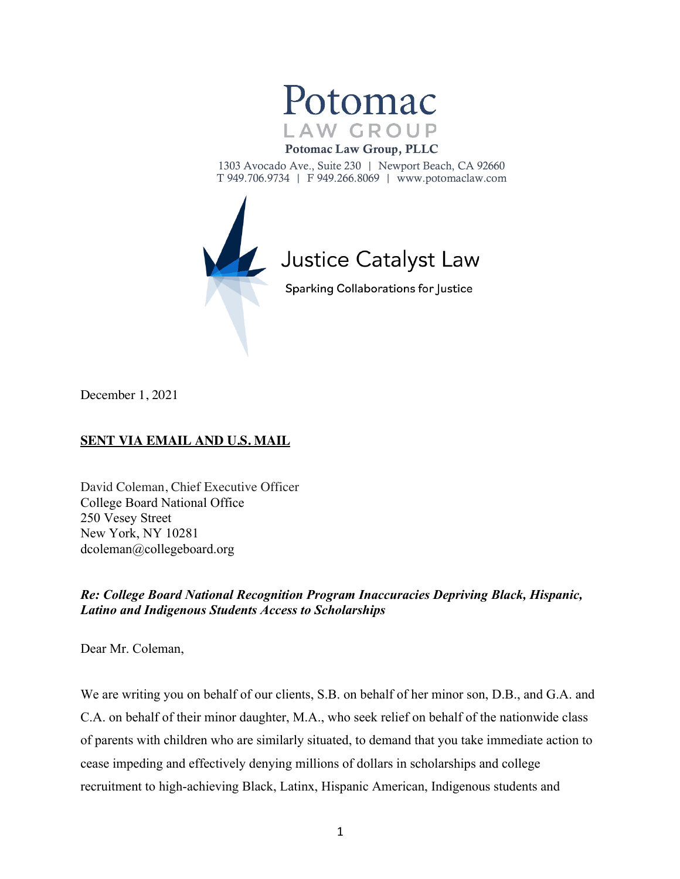Potomac

LAW GROUP

**Potomac Law Group, PLLC**

1303 Avocado Ave., Suite 230 | Newport Beach, CA 92660
T 949.706.9734 | F 949.266.8069 | www.potomaclaw.com

Justice Catalyst Law

Sparking Collaborations for Justice

December 1, 2021

**SENT VIA EMAIL AND U.S. MAIL**

David Coleman, Chief Executive Officer
College Board National Office
250 Vesey Street
New York, NY 10281
dcoleman@collegeboard.org

***Re: College Board National Recognition Program Inaccuracies Depriving Black, Hispanic, Latino and Indigenous Students Access to Scholarships***

Dear Mr. Coleman,

We are writing you on behalf of our clients, S.B. on behalf of her minor son, D.B., and G.A. and C.A. on behalf of their minor daughter, M.A., who seek relief on behalf of the nationwide class of parents with children who are similarly situated, to demand that you take immediate action to cease impeding and effectively denying millions of dollars in scholarships and college recruitment to high-achieving Black, Latinx, Hispanic American, Indigenous students and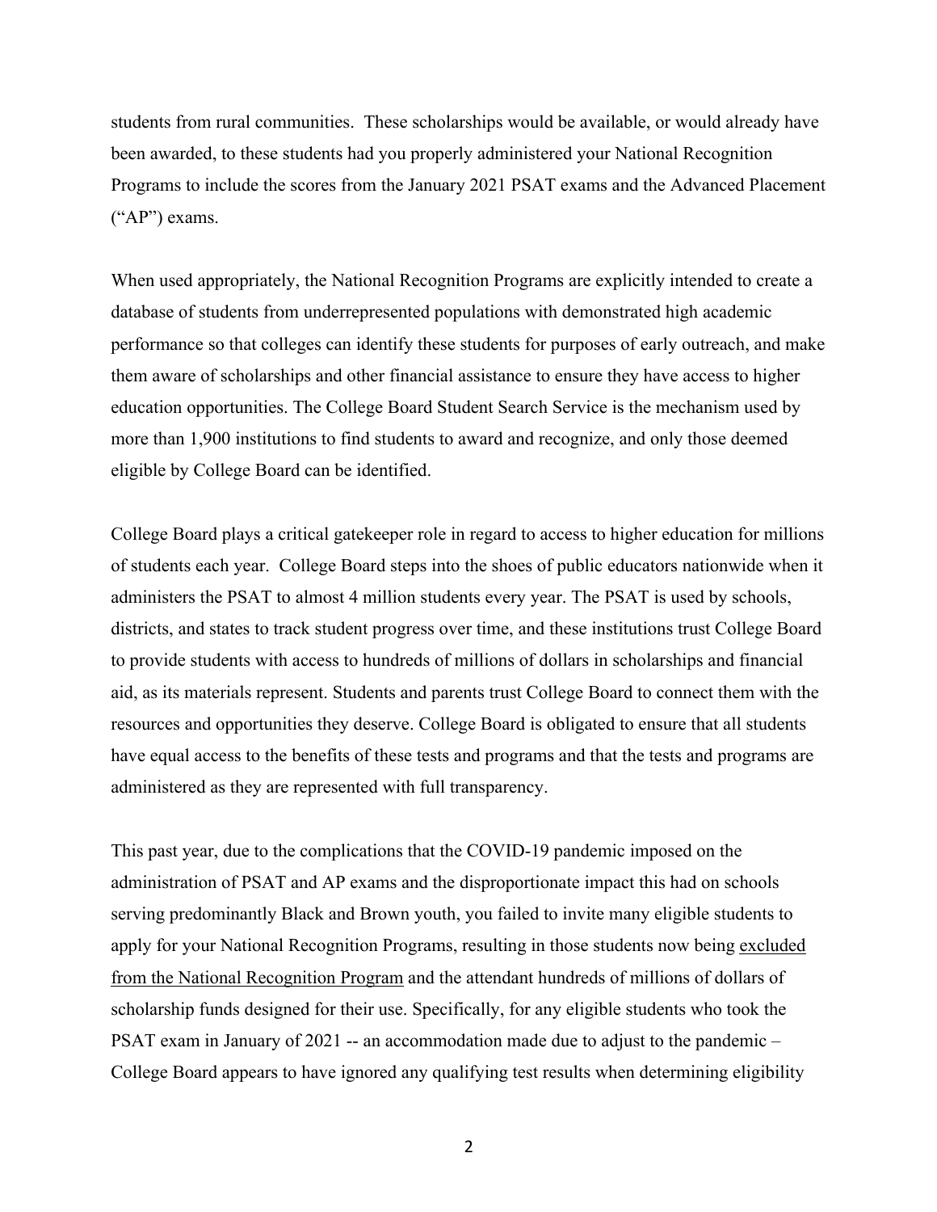students from rural communities. These scholarships would be available, or would already have been awarded, to these students had you properly administered your National Recognition Programs to include the scores from the January 2021 PSAT exams and the Advanced Placement ("AP") exams.

When used appropriately, the National Recognition Programs are explicitly intended to create a database of students from underrepresented populations with demonstrated high academic performance so that colleges can identify these students for purposes of early outreach, and make them aware of scholarships and other financial assistance to ensure they have access to higher education opportunities. The College Board Student Search Service is the mechanism used by more than 1,900 institutions to find students to award and recognize, and only those deemed eligible by College Board can be identified.

College Board plays a critical gatekeeper role in regard to access to higher education for millions of students each year. College Board steps into the shoes of public educators nationwide when it administers the PSAT to almost 4 million students every year. The PSAT is used by schools, districts, and states to track student progress over time, and these institutions trust College Board to provide students with access to hundreds of millions of dollars in scholarships and financial aid, as its materials represent. Students and parents trust College Board to connect them with the resources and opportunities they deserve. College Board is obligated to ensure that all students have equal access to the benefits of these tests and programs and that the tests and programs are administered as they are represented with full transparency.

This past year, due to the complications that the COVID-19 pandemic imposed on the administration of PSAT and AP exams and the disproportionate impact this had on schools serving predominantly Black and Brown youth, you failed to invite many eligible students to apply for your National Recognition Programs, resulting in those students now being excluded from the National Recognition Program and the attendant hundreds of millions of dollars of scholarship funds designed for their use. Specifically, for any eligible students who took the PSAT exam in January of 2021 -- an accommodation made due to adjust to the pandemic – College Board appears to have ignored any qualifying test results when determining eligibility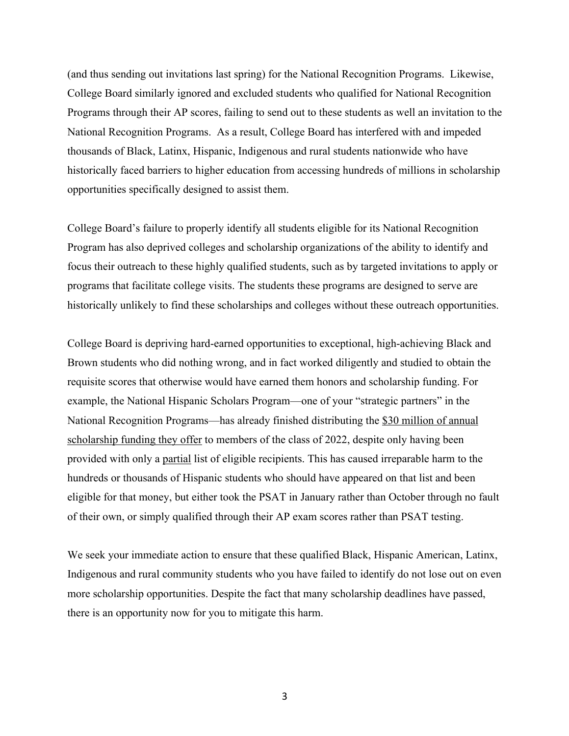(and thus sending out invitations last spring) for the National Recognition Programs. Likewise, College Board similarly ignored and excluded students who qualified for National Recognition Programs through their AP scores, failing to send out to these students as well an invitation to the National Recognition Programs. As a result, College Board has interfered with and impeded thousands of Black, Latinx, Hispanic, Indigenous and rural students nationwide who have historically faced barriers to higher education from accessing hundreds of millions in scholarship opportunities specifically designed to assist them.

College Board's failure to properly identify all students eligible for its National Recognition Program has also deprived colleges and scholarship organizations of the ability to identify and focus their outreach to these highly qualified students, such as by targeted invitations to apply or programs that facilitate college visits. The students these programs are designed to serve are historically unlikely to find these scholarships and colleges without these outreach opportunities.

College Board is depriving hard-earned opportunities to exceptional, high-achieving Black and Brown students who did nothing wrong, and in fact worked diligently and studied to obtain the requisite scores that otherwise would have earned them honors and scholarship funding. For example, the National Hispanic Scholars Program—one of your "strategic partners" in the National Recognition Programs—has already finished distributing the <u>$30 million of annual scholarship funding they offer</u> to members of the class of 2022, despite only having been provided with only a <u>partial</u> list of eligible recipients. This has caused irreparable harm to the hundreds or thousands of Hispanic students who should have appeared on that list and been eligible for that money, but either took the PSAT in January rather than October through no fault of their own, or simply qualified through their AP exam scores rather than PSAT testing.

We seek your immediate action to ensure that these qualified Black, Hispanic American, Latinx, Indigenous and rural community students who you have failed to identify do not lose out on even more scholarship opportunities. Despite the fact that many scholarship deadlines have passed, there is an opportunity now for you to mitigate this harm.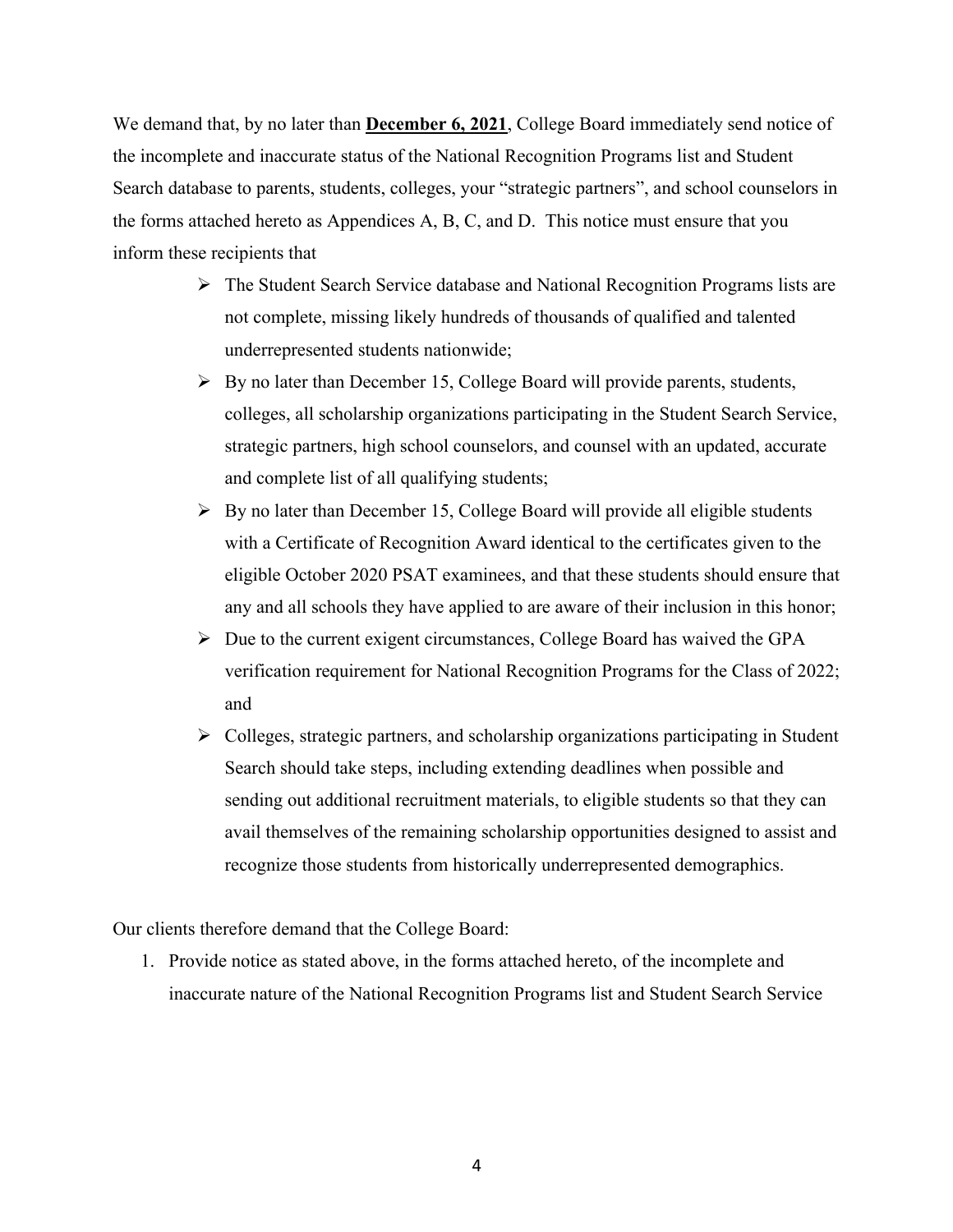We demand that, by no later than **December 6, 2021**, College Board immediately send notice of the incomplete and inaccurate status of the National Recognition Programs list and Student Search database to parents, students, colleges, your "strategic partners", and school counselors in the forms attached hereto as Appendices A, B, C, and D. This notice must ensure that you inform these recipients that

- The Student Search Service database and National Recognition Programs lists are not complete, missing likely hundreds of thousands of qualified and talented underrepresented students nationwide;
- By no later than December 15, College Board will provide parents, students, colleges, all scholarship organizations participating in the Student Search Service, strategic partners, high school counselors, and counsel with an updated, accurate and complete list of all qualifying students;
- By no later than December 15, College Board will provide all eligible students with a Certificate of Recognition Award identical to the certificates given to the eligible October 2020 PSAT examinees, and that these students should ensure that any and all schools they have applied to are aware of their inclusion in this honor;
- Due to the current exigent circumstances, College Board has waived the GPA verification requirement for National Recognition Programs for the Class of 2022; and
- Colleges, strategic partners, and scholarship organizations participating in Student Search should take steps, including extending deadlines when possible and sending out additional recruitment materials, to eligible students so that they can avail themselves of the remaining scholarship opportunities designed to assist and recognize those students from historically underrepresented demographics.

Our clients therefore demand that the College Board:

1. Provide notice as stated above, in the forms attached hereto, of the incomplete and inaccurate nature of the National Recognition Programs list and Student Search Service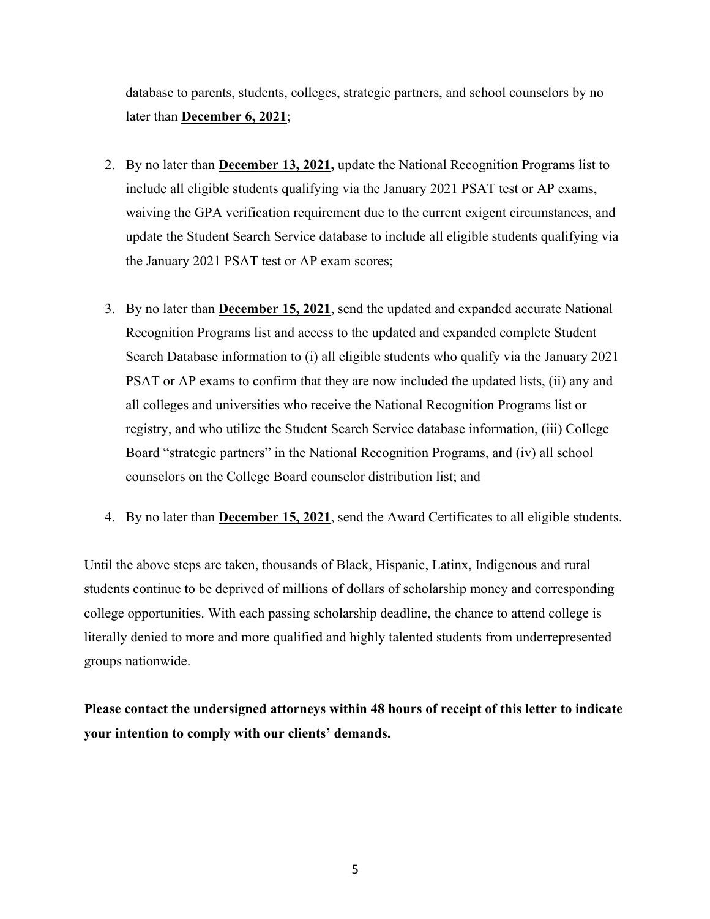database to parents, students, colleges, strategic partners, and school counselors by no later than **December 6, 2021**;

2. By no later than **December 13, 2021,** update the National Recognition Programs list to include all eligible students qualifying via the January 2021 PSAT test or AP exams, waiving the GPA verification requirement due to the current exigent circumstances, and update the Student Search Service database to include all eligible students qualifying via the January 2021 PSAT test or AP exam scores;

3. By no later than **December 15, 2021**, send the updated and expanded accurate National Recognition Programs list and access to the updated and expanded complete Student Search Database information to (i) all eligible students who qualify via the January 2021 PSAT or AP exams to confirm that they are now included the updated lists, (ii) any and all colleges and universities who receive the National Recognition Programs list or registry, and who utilize the Student Search Service database information, (iii) College Board "strategic partners" in the National Recognition Programs, and (iv) all school counselors on the College Board counselor distribution list; and

4. By no later than **December 15, 2021**, send the Award Certificates to all eligible students.

Until the above steps are taken, thousands of Black, Hispanic, Latinx, Indigenous and rural students continue to be deprived of millions of dollars of scholarship money and corresponding college opportunities. With each passing scholarship deadline, the chance to attend college is literally denied to more and more qualified and highly talented students from underrepresented groups nationwide.

**Please contact the undersigned attorneys within 48 hours of receipt of this letter to indicate your intention to comply with our clients' demands.**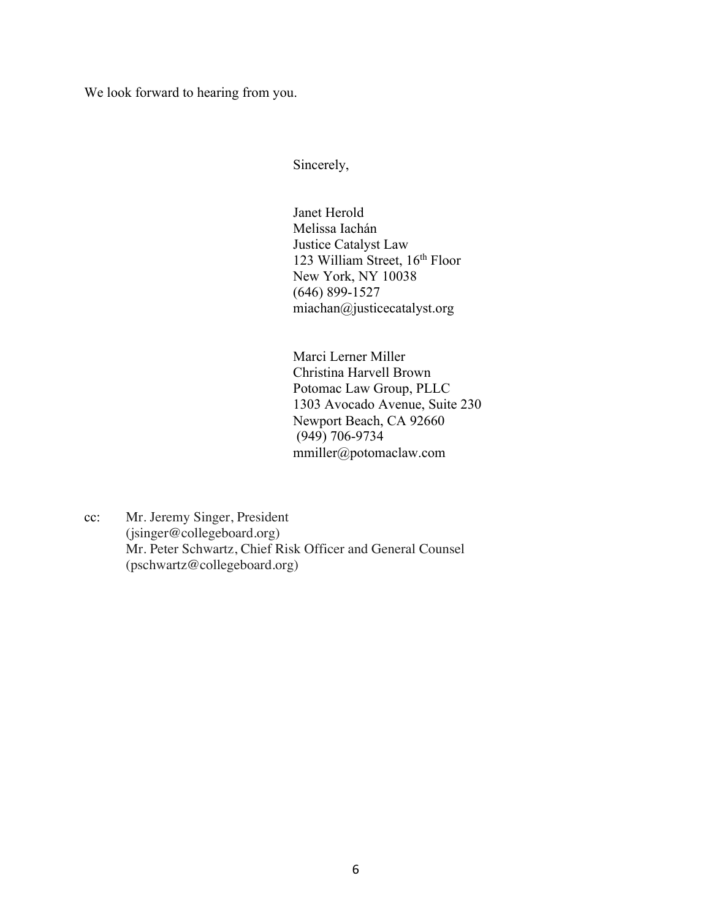We look forward to hearing from you.

Sincerely,

Janet Herold  
Melissa Iachán  
Justice Catalyst Law  
123 William Street, 16th Floor  
New York, NY 10038  
(646) 899-1527  
miachan@justicecatalyst.org

Marci Lerner Miller  
Christina Harvell Brown  
Potomac Law Group, PLLC  
1303 Avocado Avenue, Suite 230  
Newport Beach, CA 92660  
(949) 706-9734  
mmiller@potomaclaw.com

cc: Mr. Jeremy Singer, President  
(jsinger@collegeboard.org)  
Mr. Peter Schwartz, Chief Risk Officer and General Counsel  
(pschwartz@collegeboard.org)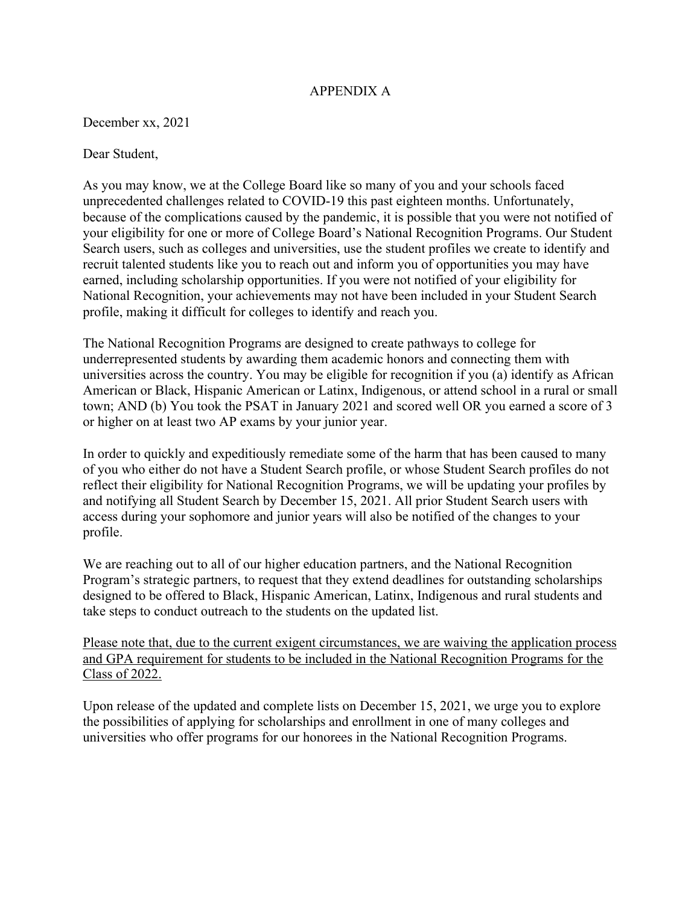APPENDIX A

December xx, 2021

Dear Student,

As you may know, we at the College Board like so many of you and your schools faced unprecedented challenges related to COVID-19 this past eighteen months. Unfortunately, because of the complications caused by the pandemic, it is possible that you were not notified of your eligibility for one or more of College Board's National Recognition Programs. Our Student Search users, such as colleges and universities, use the student profiles we create to identify and recruit talented students like you to reach out and inform you of opportunities you may have earned, including scholarship opportunities. If you were not notified of your eligibility for National Recognition, your achievements may not have been included in your Student Search profile, making it difficult for colleges to identify and reach you.

The National Recognition Programs are designed to create pathways to college for underrepresented students by awarding them academic honors and connecting them with universities across the country. You may be eligible for recognition if you (a) identify as African American or Black, Hispanic American or Latinx, Indigenous, or attend school in a rural or small town; AND (b) You took the PSAT in January 2021 and scored well OR you earned a score of 3 or higher on at least two AP exams by your junior year.

In order to quickly and expeditiously remediate some of the harm that has been caused to many of you who either do not have a Student Search profile, or whose Student Search profiles do not reflect their eligibility for National Recognition Programs, we will be updating your profiles by and notifying all Student Search by December 15, 2021. All prior Student Search users with access during your sophomore and junior years will also be notified of the changes to your profile.

We are reaching out to all of our higher education partners, and the National Recognition Program's strategic partners, to request that they extend deadlines for outstanding scholarships designed to be offered to Black, Hispanic American, Latinx, Indigenous and rural students and take steps to conduct outreach to the students on the updated list.

<u>Please note that, due to the current exigent circumstances, we are waiving the application process and GPA requirement for students to be included in the National Recognition Programs for the Class of 2022.</u>

Upon release of the updated and complete lists on December 15, 2021, we urge you to explore the possibilities of applying for scholarships and enrollment in one of many colleges and universities who offer programs for our honorees in the National Recognition Programs.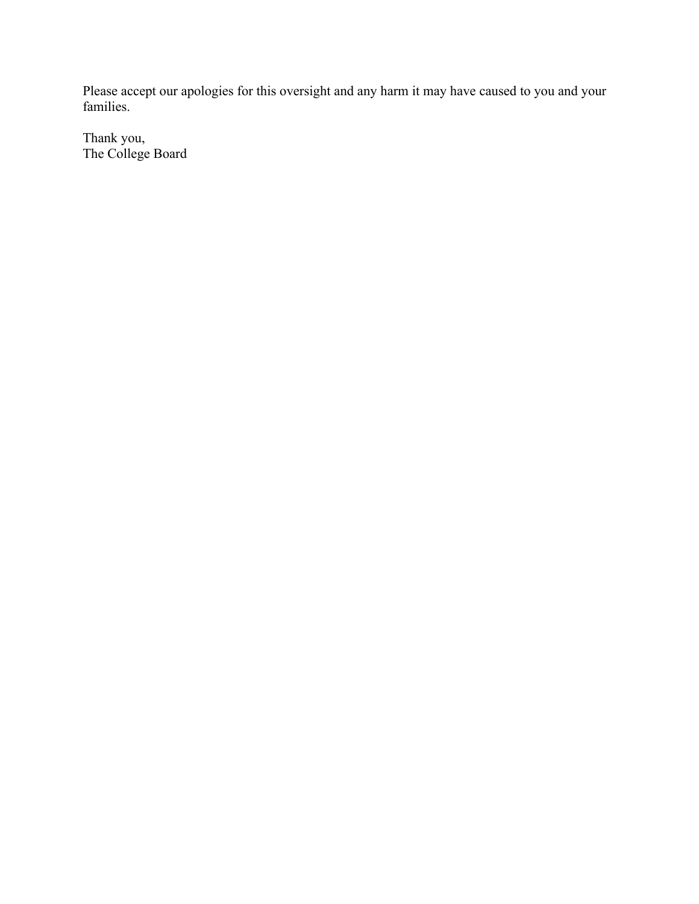Please accept our apologies for this oversight and any harm it may have caused to you and your families.

Thank you,
The College Board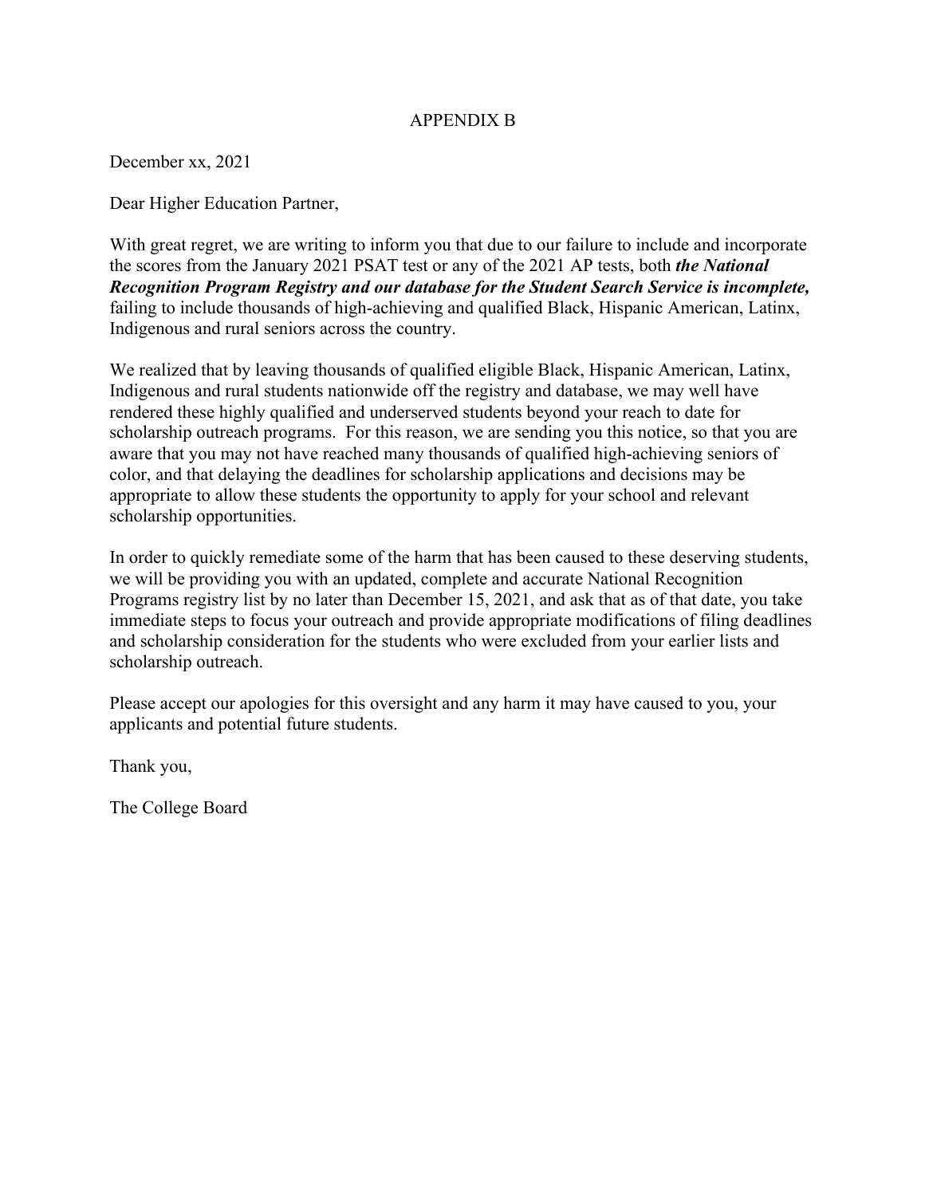APPENDIX B

December xx, 2021

Dear Higher Education Partner,

With great regret, we are writing to inform you that due to our failure to include and incorporate the scores from the January 2021 PSAT test or any of the 2021 AP tests, both ***the National Recognition Program Registry and our database for the Student Search Service is incomplete,*** failing to include thousands of high-achieving and qualified Black, Hispanic American, Latinx, Indigenous and rural seniors across the country.

We realized that by leaving thousands of qualified eligible Black, Hispanic American, Latinx, Indigenous and rural students nationwide off the registry and database, we may well have rendered these highly qualified and underserved students beyond your reach to date for scholarship outreach programs. For this reason, we are sending you this notice, so that you are aware that you may not have reached many thousands of qualified high-achieving seniors of color, and that delaying the deadlines for scholarship applications and decisions may be appropriate to allow these students the opportunity to apply for your school and relevant scholarship opportunities.

In order to quickly remediate some of the harm that has been caused to these deserving students, we will be providing you with an updated, complete and accurate National Recognition Programs registry list by no later than December 15, 2021, and ask that as of that date, you take immediate steps to focus your outreach and provide appropriate modifications of filing deadlines and scholarship consideration for the students who were excluded from your earlier lists and scholarship outreach.

Please accept our apologies for this oversight and any harm it may have caused to you, your applicants and potential future students.

Thank you,

The College Board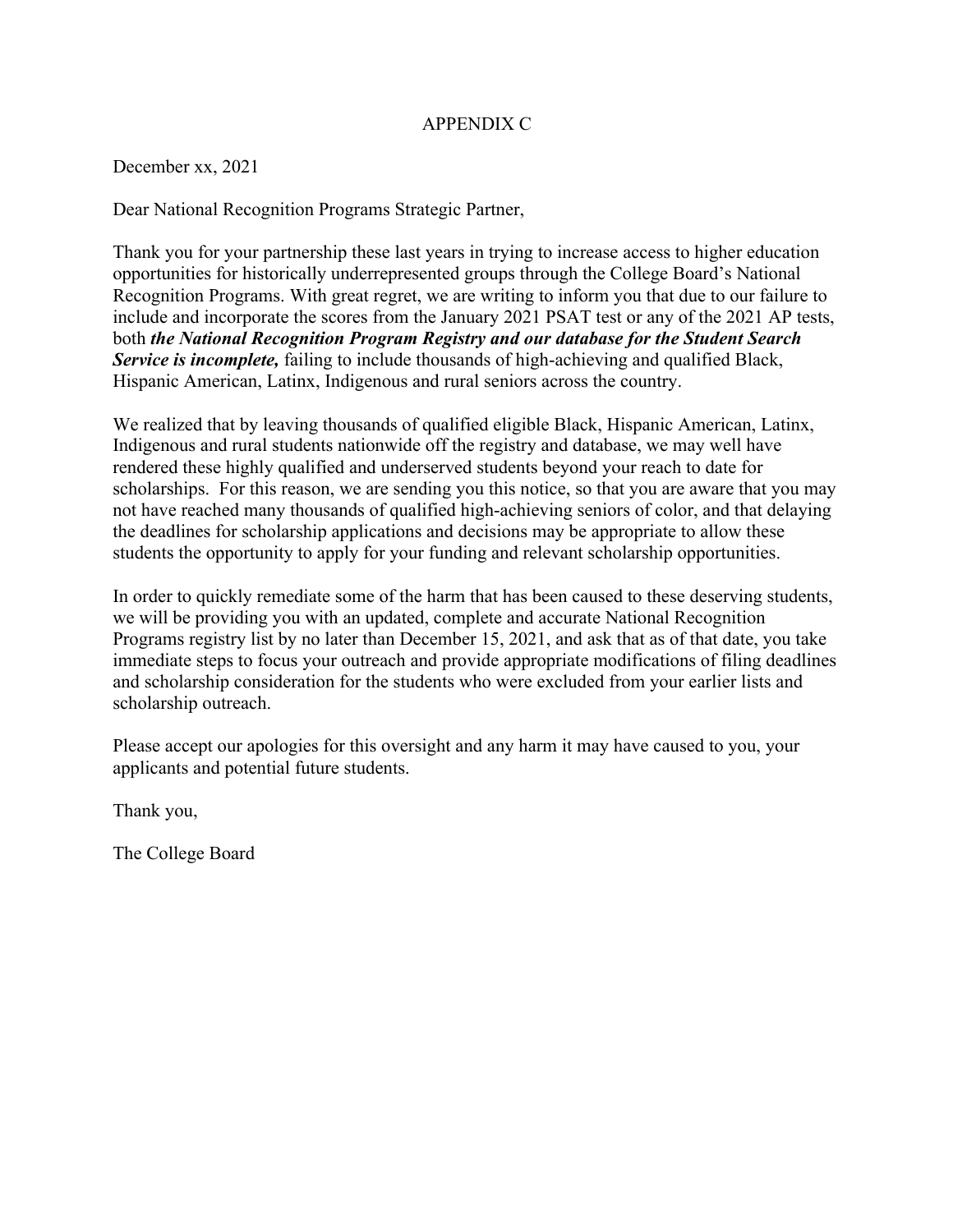# APPENDIX C

December xx, 2021

Dear National Recognition Programs Strategic Partner,

Thank you for your partnership these last years in trying to increase access to higher education opportunities for historically underrepresented groups through the College Board's National Recognition Programs. With great regret, we are writing to inform you that due to our failure to include and incorporate the scores from the January 2021 PSAT test or any of the 2021 AP tests, both ***the National Recognition Program Registry and our database for the Student Search Service is incomplete,*** failing to include thousands of high-achieving and qualified Black, Hispanic American, Latinx, Indigenous and rural seniors across the country.

We realized that by leaving thousands of qualified eligible Black, Hispanic American, Latinx, Indigenous and rural students nationwide off the registry and database, we may well have rendered these highly qualified and underserved students beyond your reach to date for scholarships. For this reason, we are sending you this notice, so that you are aware that you may not have reached many thousands of qualified high-achieving seniors of color, and that delaying the deadlines for scholarship applications and decisions may be appropriate to allow these students the opportunity to apply for your funding and relevant scholarship opportunities.

In order to quickly remediate some of the harm that has been caused to these deserving students, we will be providing you with an updated, complete and accurate National Recognition Programs registry list by no later than December 15, 2021, and ask that as of that date, you take immediate steps to focus your outreach and provide appropriate modifications of filing deadlines and scholarship consideration for the students who were excluded from your earlier lists and scholarship outreach.

Please accept our apologies for this oversight and any harm it may have caused to you, your applicants and potential future students.

Thank you,

The College Board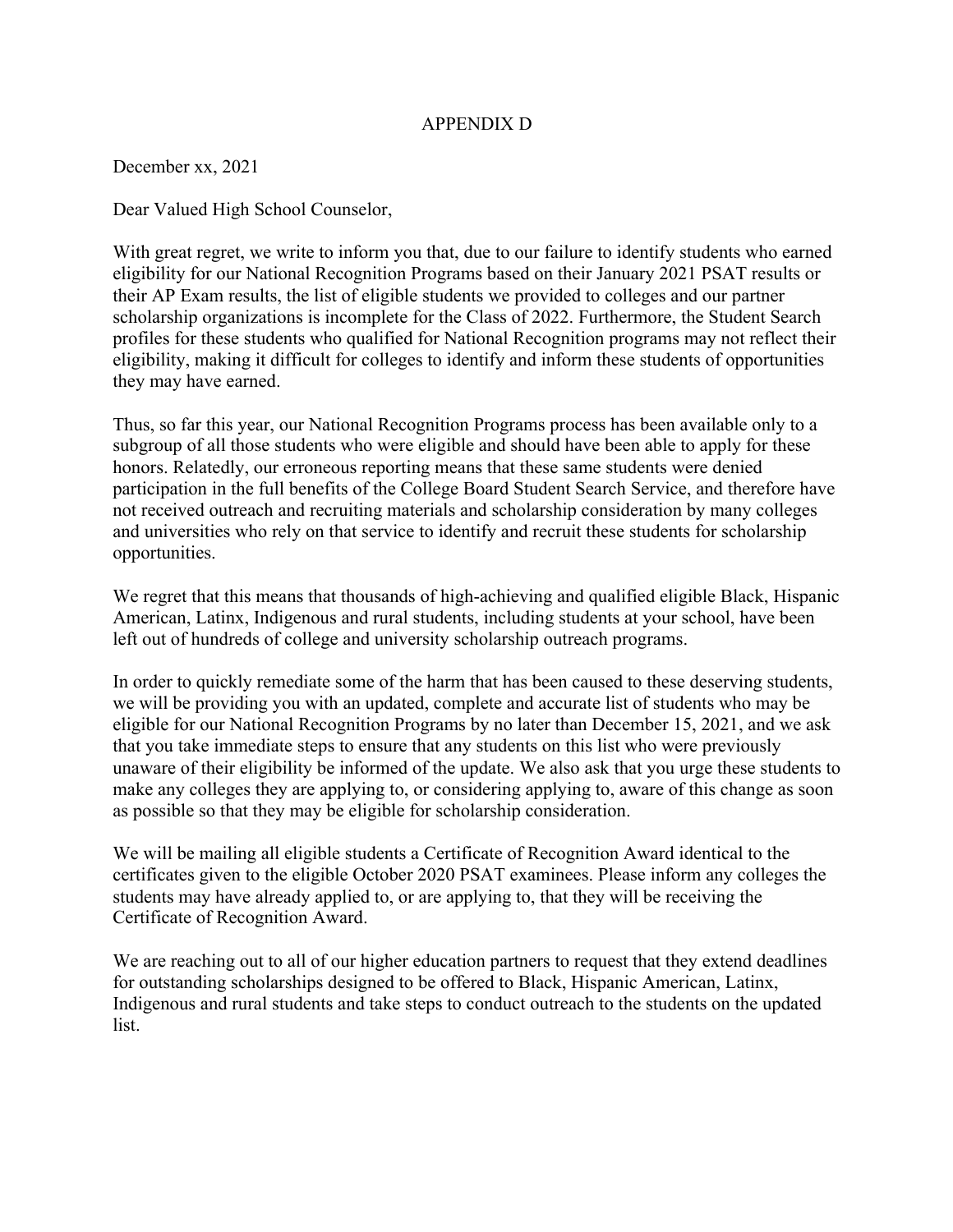# APPENDIX D

December xx, 2021

Dear Valued High School Counselor,

With great regret, we write to inform you that, due to our failure to identify students who earned eligibility for our National Recognition Programs based on their January 2021 PSAT results or their AP Exam results, the list of eligible students we provided to colleges and our partner scholarship organizations is incomplete for the Class of 2022. Furthermore, the Student Search profiles for these students who qualified for National Recognition programs may not reflect their eligibility, making it difficult for colleges to identify and inform these students of opportunities they may have earned.

Thus, so far this year, our National Recognition Programs process has been available only to a subgroup of all those students who were eligible and should have been able to apply for these honors. Relatedly, our erroneous reporting means that these same students were denied participation in the full benefits of the College Board Student Search Service, and therefore have not received outreach and recruiting materials and scholarship consideration by many colleges and universities who rely on that service to identify and recruit these students for scholarship opportunities.

We regret that this means that thousands of high-achieving and qualified eligible Black, Hispanic American, Latinx, Indigenous and rural students, including students at your school, have been left out of hundreds of college and university scholarship outreach programs.

In order to quickly remediate some of the harm that has been caused to these deserving students, we will be providing you with an updated, complete and accurate list of students who may be eligible for our National Recognition Programs by no later than December 15, 2021, and we ask that you take immediate steps to ensure that any students on this list who were previously unaware of their eligibility be informed of the update. We also ask that you urge these students to make any colleges they are applying to, or considering applying to, aware of this change as soon as possible so that they may be eligible for scholarship consideration.

We will be mailing all eligible students a Certificate of Recognition Award identical to the certificates given to the eligible October 2020 PSAT examinees. Please inform any colleges the students may have already applied to, or are applying to, that they will be receiving the Certificate of Recognition Award.

We are reaching out to all of our higher education partners to request that they extend deadlines for outstanding scholarships designed to be offered to Black, Hispanic American, Latinx, Indigenous and rural students and take steps to conduct outreach to the students on the updated list.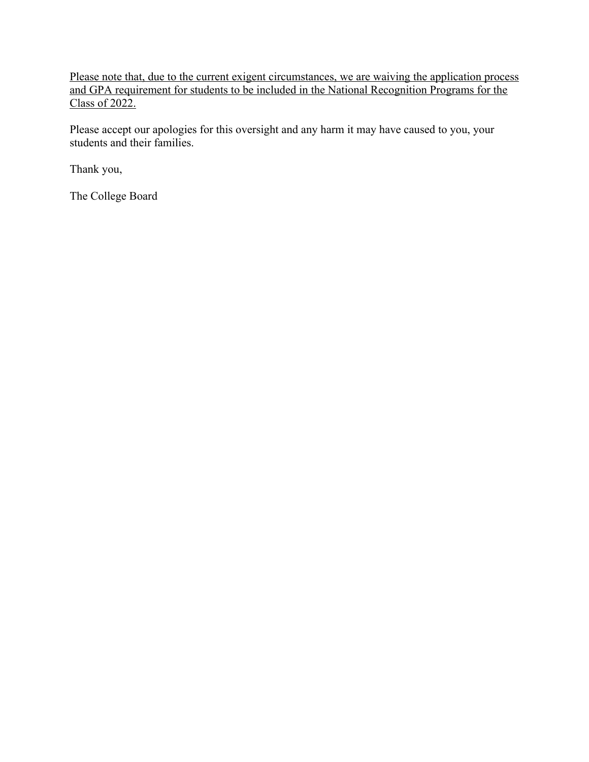<u>Please note that, due to the current exigent circumstances, we are waiving the application process and GPA requirement for students to be included in the National Recognition Programs for the Class of 2022.</u>

Please accept our apologies for this oversight and any harm it may have caused to you, your students and their families.

Thank you,

The College Board